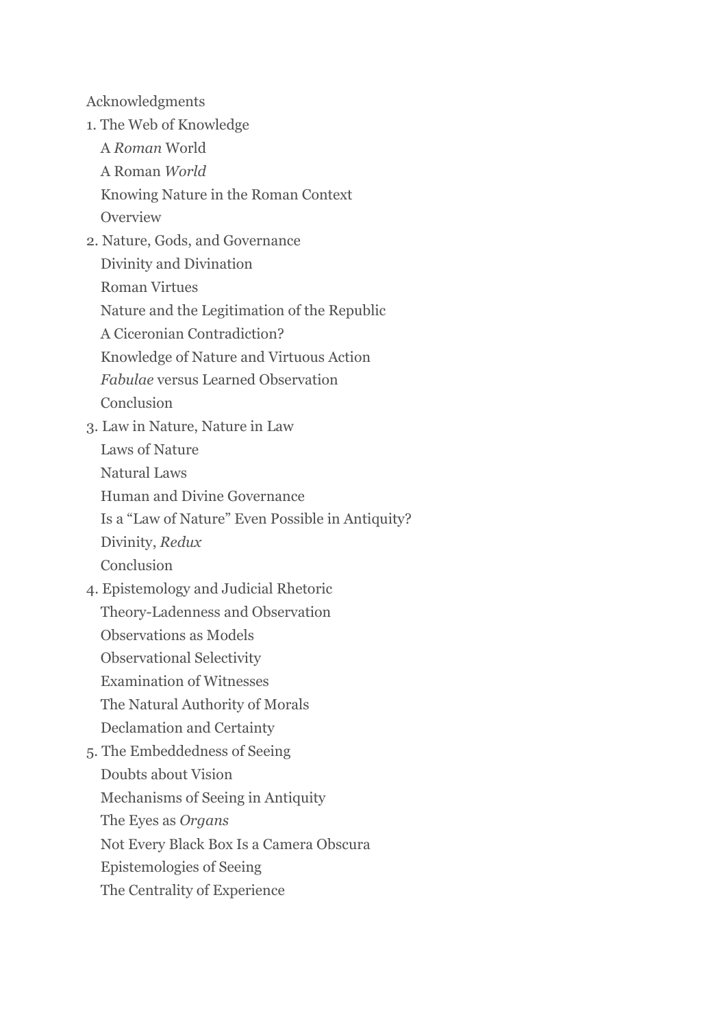Acknowledgments

1. The Web of Knowledge
   - A *Roman* World
   - A Roman *World*
   - Knowing Nature in the Roman Context
   - Overview
2. Nature, Gods, and Governance
   - Divinity and Divination
   - Roman Virtues
   - Nature and the Legitimation of the Republic
   - A Ciceronian Contradiction?
   - Knowledge of Nature and Virtuous Action
   - *Fabulae* versus Learned Observation
   - Conclusion
3. Law in Nature, Nature in Law
   - Laws of Nature
   - Natural Laws
   - Human and Divine Governance
   - Is a "Law of Nature" Even Possible in Antiquity?
   - Divinity, *Redux*
   - Conclusion
4. Epistemology and Judicial Rhetoric
   - Theory-Ladenness and Observation
   - Observations as Models
   - Observational Selectivity
   - Examination of Witnesses
   - The Natural Authority of Morals
   - Declamation and Certainty
5. The Embeddedness of Seeing
   - Doubts about Vision
   - Mechanisms of Seeing in Antiquity
   - The Eyes as *Organs*
   - Not Every Black Box Is a Camera Obscura
   - Epistemologies of Seeing
   - The Centrality of Experience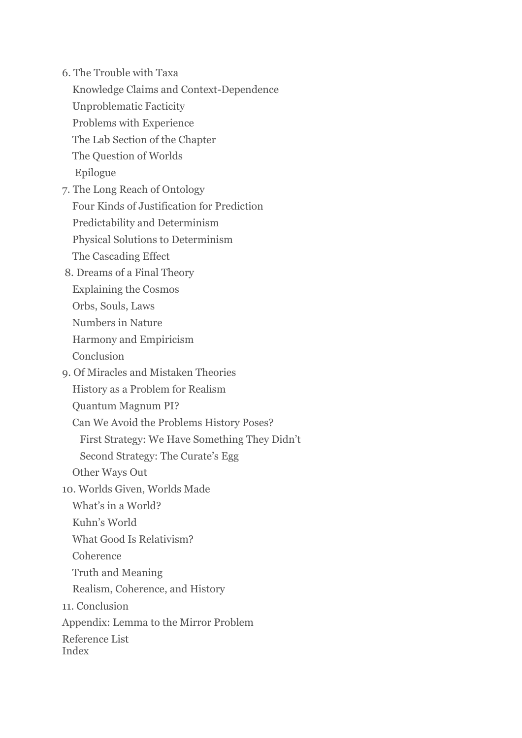6. The Trouble with Taxa
    - Knowledge Claims and Context-Dependence
    - Unproblematic Facticity
    - Problems with Experience
    - The Lab Section of the Chapter
    - The Question of Worlds
    - Epilogue
7. The Long Reach of Ontology
    - Four Kinds of Justification for Prediction
    - Predictability and Determinism
    - Physical Solutions to Determinism
    - The Cascading Effect
8. Dreams of a Final Theory
    - Explaining the Cosmos
    - Orbs, Souls, Laws
    - Numbers in Nature
    - Harmony and Empiricism
    - Conclusion
9. Of Miracles and Mistaken Theories
    - History as a Problem for Realism
    - Quantum Magnum PI?
    - Can We Avoid the Problems History Poses?
        - First Strategy: We Have Something They Didn’t
        - Second Strategy: The Curate’s Egg
    - Other Ways Out
10. Worlds Given, Worlds Made
    - What’s in a World?
    - Kuhn’s World
    - What Good Is Relativism?
    - Coherence
    - Truth and Meaning
    - Realism, Coherence, and History
11. Conclusion

Appendix: Lemma to the Mirror Problem

Reference List

Index